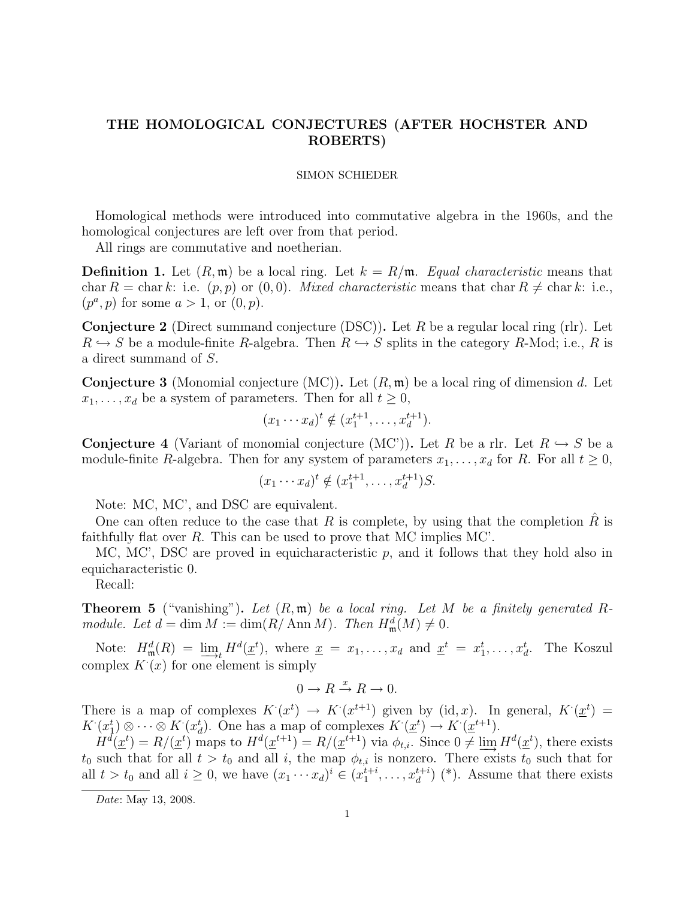# THE HOMOLOGICAL CONJECTURES (AFTER HOCHSTER AND ROBERTS)

SIMON SCHIEDER

Homological methods were introduced into commutative algebra in the 1960s, and the homological conjectures are left over from that period.

All rings are commutative and noetherian.

**Definition 1.** Let $(R, \mathfrak{m})$ be a local ring. Let $k = R/\mathfrak{m}$. *Equal characteristic* means that $\operatorname{char} R = \operatorname{char} k$: i.e. $(p, p)$ or $(0, 0)$. *Mixed characteristic* means that $\operatorname{char} R \neq \operatorname{char} k$: i.e., $(p^a, p)$ for some $a > 1$, or $(0, p)$.

**Conjecture 2** (Direct summand conjecture (DSC))**.** Let $R$ be a regular local ring (rlr). Let $R \hookrightarrow S$ be a module-finite $R$-algebra. Then $R \hookrightarrow S$ splits in the category $R$-Mod; i.e., $R$ is a direct summand of $S$.

**Conjecture 3** (Monomial conjecture (MC))**.** Let $(R, \mathfrak{m})$ be a local ring of dimension $d$. Let $x_1, \ldots, x_d$ be a system of parameters. Then for all $t \geq 0$,

$$(x_1 \cdots x_d)^t \notin (x_1^{t+1}, \ldots, x_d^{t+1}).$$

**Conjecture 4** (Variant of monomial conjecture (MC'))**.** Let $R$ be a rlr. Let $R \hookrightarrow S$ be a module-finite $R$-algebra. Then for any system of parameters $x_1, \ldots, x_d$ for $R$. For all $t \geq 0$,

$$(x_1 \cdots x_d)^t \notin (x_1^{t+1}, \ldots, x_d^{t+1})S.$$

Note: MC, MC', and DSC are equivalent.

One can often reduce to the case that $R$ is complete, by using that the completion $\hat{R}$ is faithfully flat over $R$. This can be used to prove that MC implies MC'.

MC, MC', DSC are proved in equicharacteristic $p$, and it follows that they hold also in equicharacteristic 0.

Recall:

**Theorem 5** ("vanishing")**.** *Let $(R, \mathfrak{m})$ be a local ring. Let $M$ be a finitely generated $R$-module. Let $d = \dim M := \dim(R/\operatorname{Ann} M)$. Then $H^d_{\mathfrak{m}}(M) \neq 0$.*

Note: $H^d_{\mathfrak{m}}(R) = \varinjlim_t H^d(\underline{x}^t)$, where $\underline{x} = x_1, \ldots, x_d$ and $\underline{x}^t = x_1^t, \ldots, x_d^t$. The Koszul complex $K^{\cdot}(x)$ for one element is simply

$$0 \to R \xrightarrow{x} R \to 0.$$

There is a map of complexes $K^{\cdot}(x^t) \to K^{\cdot}(x^{t+1})$ given by $(\mathrm{id}, x)$. In general, $K^{\cdot}(\underline{x}^t) = K^{\cdot}(x_1^t) \otimes \cdots \otimes K^{\cdot}(x_d^t)$. One has a map of complexes $K^{\cdot}(\underline{x}^t) \to K^{\cdot}(\underline{x}^{t+1})$.

$H^d(\underline{x}^t) = R/(\underline{x}^t)$ maps to $H^d(\underline{x}^{t+1}) = R/(\underline{x}^{t+1})$ via $\phi_{t,i}$. Since $0 \neq \varinjlim H^d(\underline{x}^t)$, there exists $t_0$ such that for all $t > t_0$ and all $i$, the map $\phi_{t,i}$ is nonzero. There exists $t_0$ such that for all $t > t_0$ and all $i \geq 0$, we have $(x_1 \cdots x_d)^i \in (x_1^{t+i}, \ldots, x_d^{t+i})$ (\*). Assume that there exists

*Date*: May 13, 2008.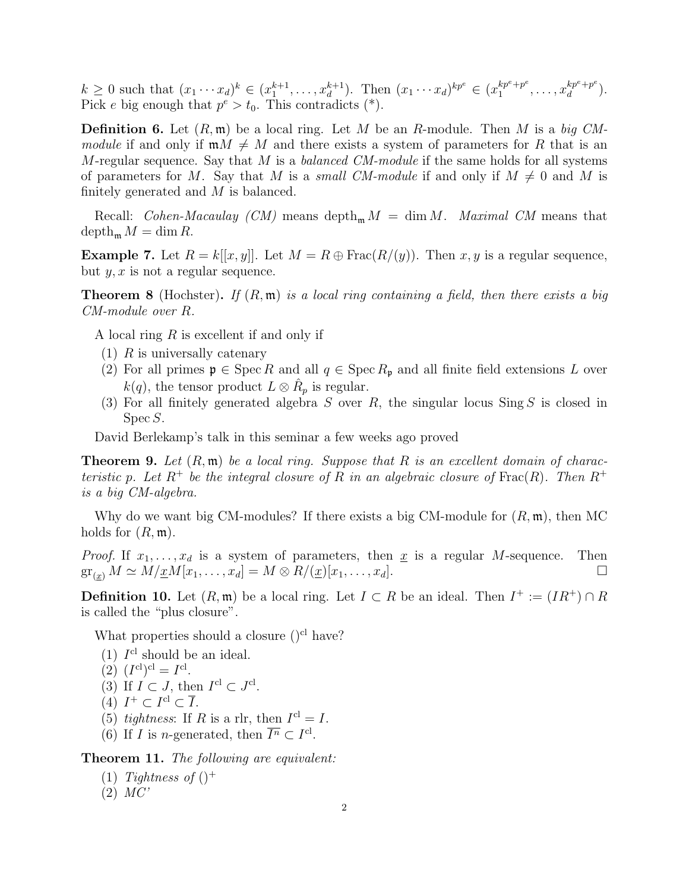$k \geq 0$ such that $(x_1 \cdots x_d)^k \in (x_1^{k+1}, \ldots, x_d^{k+1})$. Then $(x_1 \cdots x_d)^{kp^e} \in (x_1^{kp^e+p^e}, \ldots, x_d^{kp^e+p^e})$. Pick $e$ big enough that $p^e > t_0$. This contradicts (*).

**Definition 6.** Let $(R, \mathfrak{m})$ be a local ring. Let $M$ be an $R$-module. Then $M$ is a *big CM-module* if and only if $\mathfrak{m}M \neq M$ and there exists a system of parameters for $R$ that is an $M$-regular sequence. Say that $M$ is a *balanced CM-module* if the same holds for all systems of parameters for $M$. Say that $M$ is a *small CM-module* if and only if $M \neq 0$ and $M$ is finitely generated and $M$ is balanced.

Recall: *Cohen-Macaulay (CM)* means $\operatorname{depth}_{\mathfrak{m}} M = \dim M$. *Maximal CM* means that $\operatorname{depth}_{\mathfrak{m}} M = \dim R$.

**Example 7.** Let $R = k[[x, y]]$. Let $M = R \oplus \operatorname{Frac}(R/(y))$. Then $x, y$ is a regular sequence, but $y, x$ is not a regular sequence.

**Theorem 8** (Hochster)**.** *If $(R, \mathfrak{m})$ is a local ring containing a field, then there exists a big CM-module over $R$.*

A local ring $R$ is excellent if and only if

1. $R$ is universally catenary
2. For all primes $\mathfrak{p} \in \operatorname{Spec} R$ and all $q \in \operatorname{Spec} R_{\mathfrak{p}}$ and all finite field extensions $L$ over $k(q)$, the tensor product $L \otimes \hat{R}_p$ is regular.
3. For all finitely generated algebra $S$ over $R$, the singular locus $\operatorname{Sing} S$ is closed in $\operatorname{Spec} S$.

David Berlekamp's talk in this seminar a few weeks ago proved

**Theorem 9.** *Let $(R, \mathfrak{m})$ be a local ring. Suppose that $R$ is an excellent domain of characteristic $p$. Let $R^+$ be the integral closure of $R$ in an algebraic closure of $\operatorname{Frac}(R)$. Then $R^+$ is a big CM-algebra.*

Why do we want big CM-modules? If there exists a big CM-module for $(R, \mathfrak{m})$, then MC holds for $(R, \mathfrak{m})$.

*Proof.* If $x_1, \ldots, x_d$ is a system of parameters, then $\underline{x}$ is a regular $M$-sequence. Then $\operatorname{gr}_{(\underline{x})} M \simeq M/\underline{x}M[x_1, \ldots, x_d] = M \otimes R/(\underline{x})[x_1, \ldots, x_d]$. $\square$

**Definition 10.** Let $(R, \mathfrak{m})$ be a local ring. Let $I \subset R$ be an ideal. Then $I^+ := (IR^+) \cap R$ is called the "plus closure".

What properties should a closure $()^{\text{cl}}$ have?

1. $I^{\text{cl}}$ should be an ideal.
2. $(I^{\text{cl}})^{\text{cl}} = I^{\text{cl}}$.
3. If $I \subset J$, then $I^{\text{cl}} \subset J^{\text{cl}}$.
4. $I^+ \subset I^{\text{cl}} \subset \overline{I}$.
5. *tightness*: If $R$ is a rlr, then $I^{\text{cl}} = I$.
6. If $I$ is $n$-generated, then $\overline{I^n} \subset I^{\text{cl}}$.

**Theorem 11.** *The following are equivalent:*

1. *Tightness of $()^+$*
2. *MC'*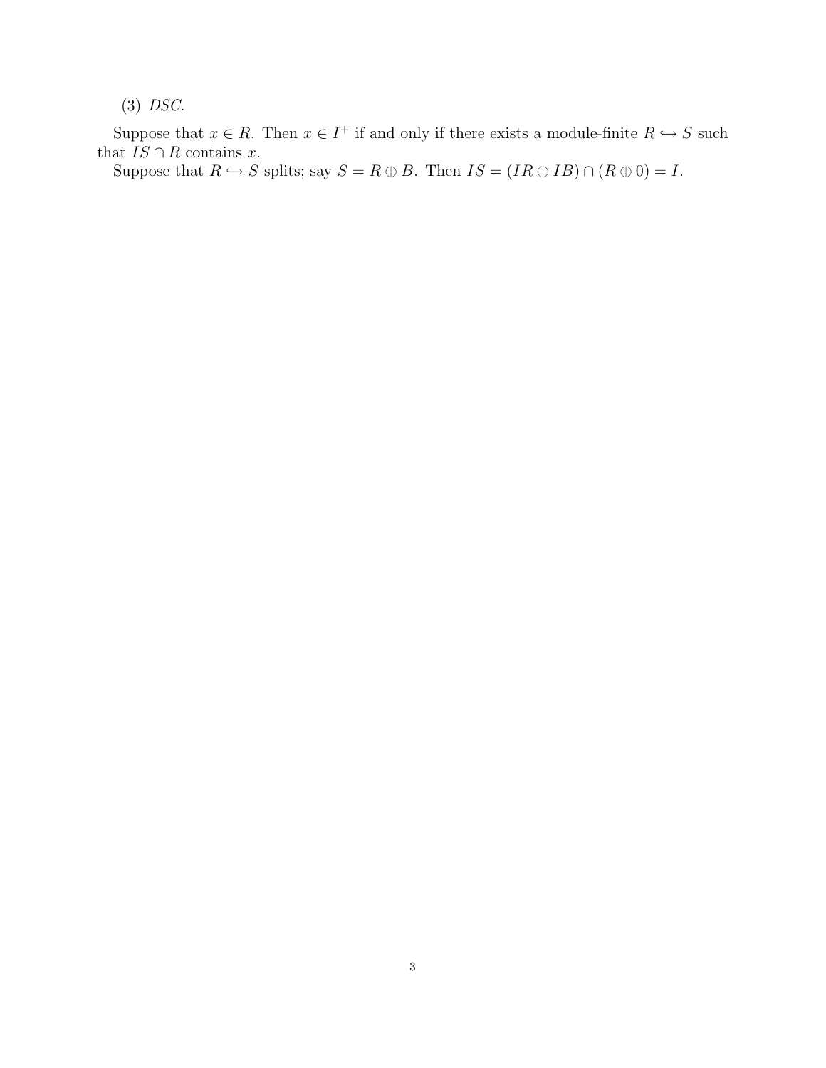(3) *DSC.*

Suppose that $x \in R$. Then $x \in I^+$ if and only if there exists a module-finite $R \hookrightarrow S$ such that $IS \cap R$ contains $x$.

Suppose that $R \hookrightarrow S$ splits; say $S = R \oplus B$. Then $IS = (IR \oplus IB) \cap (R \oplus 0) = I$.